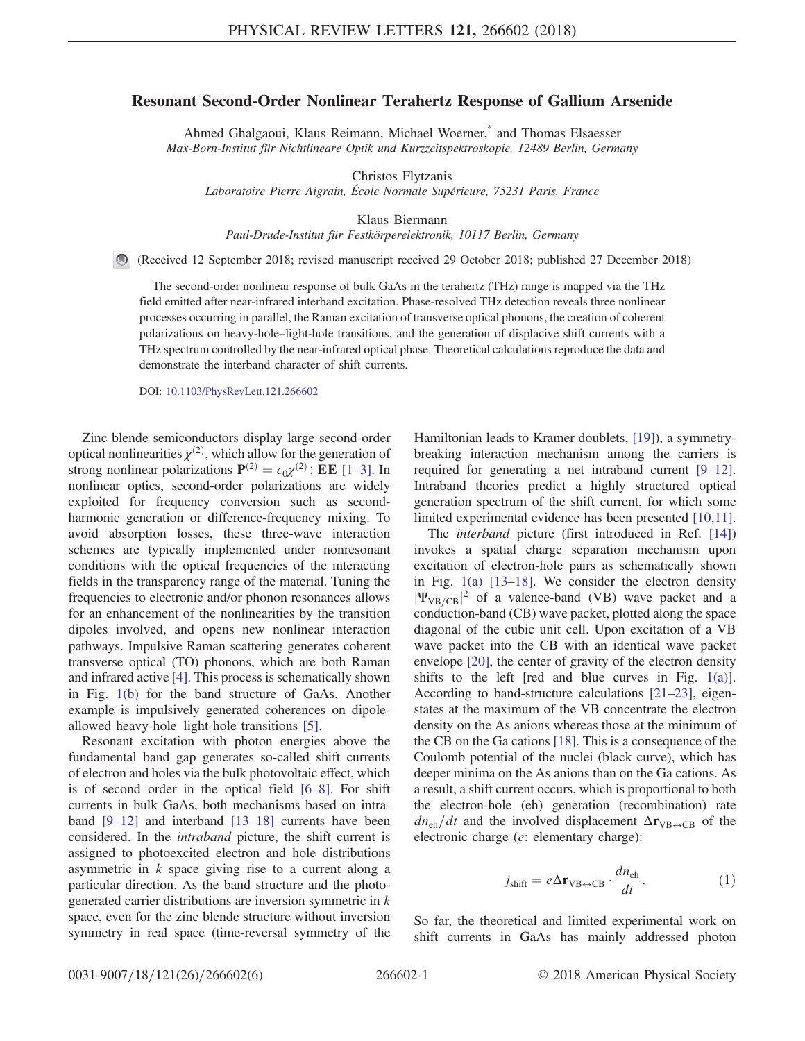# Resonant Second-Order Nonlinear Terahertz Response of Gallium Arsenide

Ahmed Ghalgaoui, Klaus Reimann, Michael Woerner,* and Thomas Elsaesser
*Max-Born-Institut für Nichtlineare Optik und Kurzzeitspektroskopie, 12489 Berlin, Germany*

Christos Flytzanis
*Laboratoire Pierre Aigrain, École Normale Supérieure, 75231 Paris, France*

Klaus Biermann
*Paul-Drude-Institut für Festkörperelektronik, 10117 Berlin, Germany*

(Received 12 September 2018; revised manuscript received 29 October 2018; published 27 December 2018)

The second-order nonlinear response of bulk GaAs in the terahertz (THz) range is mapped via the THz field emitted after near-infrared interband excitation. Phase-resolved THz detection reveals three nonlinear processes occurring in parallel, the Raman excitation of transverse optical phonons, the creation of coherent polarizations on heavy-hole–light-hole transitions, and the generation of displacive shift currents with a THz spectrum controlled by the near-infrared optical phase. Theoretical calculations reproduce the data and demonstrate the interband character of shift currents.

DOI: 10.1103/PhysRevLett.121.266602

Zinc blende semiconductors display large second-order optical nonlinearities $\chi^{(2)}$, which allow for the generation of strong nonlinear polarizations $\mathbf{P}^{(2)} = \epsilon_0\chi^{(2)}:\mathbf{EE}$ [1–3]. In nonlinear optics, second-order polarizations are widely exploited for frequency conversion such as second-harmonic generation or difference-frequency mixing. To avoid absorption losses, these three-wave interaction schemes are typically implemented under nonresonant conditions with the optical frequencies of the interacting fields in the transparency range of the material. Tuning the frequencies to electronic and/or phonon resonances allows for an enhancement of the nonlinearities by the transition dipoles involved, and opens new nonlinear interaction pathways. Impulsive Raman scattering generates coherent transverse optical (TO) phonons, which are both Raman and infrared active [4]. This process is schematically shown in Fig. 1(b) for the band structure of GaAs. Another example is impulsively generated coherences on dipole-allowed heavy-hole–light-hole transitions [5].

Resonant excitation with photon energies above the fundamental band gap generates so-called shift currents of electron and holes via the bulk photovoltaic effect, which is of second order in the optical field [6–8]. For shift currents in bulk GaAs, both mechanisms based on intraband [9–12] and interband [13–18] currents have been considered. In the *intraband* picture, the shift current is assigned to photoexcited electron and hole distributions asymmetric in $k$ space giving rise to a current along a particular direction. As the band structure and the photo-generated carrier distributions are inversion symmetric in $k$ space, even for the zinc blende structure without inversion symmetry in real space (time-reversal symmetry of the Hamiltonian leads to Kramer doublets, [19]), a symmetry-breaking interaction mechanism among the carriers is required for generating a net intraband current [9–12]. Intraband theories predict a highly structured optical generation spectrum of the shift current, for which some limited experimental evidence has been presented [10,11].

The *interband* picture (first introduced in Ref. [14]) invokes a spatial charge separation mechanism upon excitation of electron-hole pairs as schematically shown in Fig. 1(a) [13–18]. We consider the electron density $|\Psi_{\mathrm{VB/CB}}|^2$ of a valence-band (VB) wave packet and a conduction-band (CB) wave packet, plotted along the space diagonal of the cubic unit cell. Upon excitation of a VB wave packet into the CB with an identical wave packet envelope [20], the center of gravity of the electron density shifts to the left [red and blue curves in Fig. 1(a)]. According to band-structure calculations [21–23], eigenstates at the maximum of the VB concentrate the electron density on the As anions whereas those at the minimum of the CB on the Ga cations [18]. This is a consequence of the Coulomb potential of the nuclei (black curve), which has deeper minima on the As anions than on the Ga cations. As a result, a shift current occurs, which is proportional to both the electron-hole (eh) generation (recombination) rate $dn_{\mathrm{eh}}/dt$ and the involved displacement $\Delta\mathbf{r}_{\mathrm{VB}\leftrightarrow\mathrm{CB}}$ of the electronic charge ($e$: elementary charge):

$$j_{\mathrm{shift}} = e\Delta\mathbf{r}_{\mathrm{VB}\leftrightarrow\mathrm{CB}} \cdot \frac{dn_{\mathrm{eh}}}{dt}. \quad (1)$$

So far, the theoretical and limited experimental work on shift currents in GaAs has mainly addressed photon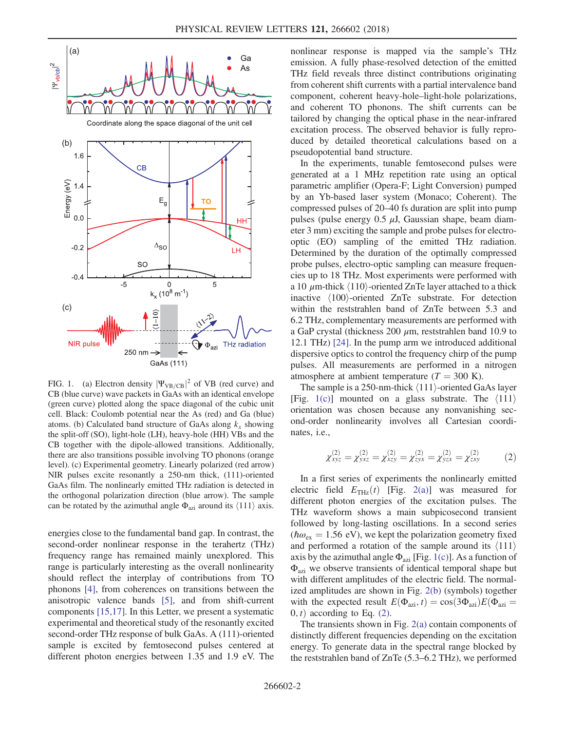FIG. 1. (a) Electron density $|\Psi_{\mathrm{VB/CB}}|^2$ of VB (red curve) and CB (blue curve) wave packets in GaAs with an identical envelope (green curve) plotted along the space diagonal of the cubic unit cell. Black: Coulomb potential near the As (red) and Ga (blue) atoms. (b) Calculated band structure of GaAs along $k_x$ showing the split-off (SO), light-hole (LH), heavy-hole (HH) VBs and the CB together with the dipole-allowed transitions. Additionally, there are also transitions possible involving TO phonons (orange level). (c) Experimental geometry. Linearly polarized (red arrow) NIR pulses excite resonantly a 250-nm thick, (111)-oriented GaAs film. The nonlinearly emitted THz radiation is detected in the orthogonal polarization direction (blue arrow). The sample can be rotated by the azimuthal angle $\Phi_{\mathrm{azi}}$ around its $\langle 111 \rangle$ axis.

energies close to the fundamental band gap. In contrast, the second-order nonlinear response in the terahertz (THz) frequency range has remained mainly unexplored. This range is particularly interesting as the overall nonlinearity should reflect the interplay of contributions from TO phonons [4], from coherences on transitions between the anisotropic valence bands [5], and from shift-current components [15,17]. In this Letter, we present a systematic experimental and theoretical study of the resonantly excited second-order THz response of bulk GaAs. A (111)-oriented sample is excited by femtosecond pulses centered at different photon energies between 1.35 and 1.9 eV. The nonlinear response is mapped via the sample's THz emission. A fully phase-resolved detection of the emitted THz field reveals three distinct contributions originating from coherent shift currents with a partial intervalence band component, coherent heavy-hole–light-hole polarizations, and coherent TO phonons. The shift currents can be tailored by changing the optical phase in the near-infrared excitation process. The observed behavior is fully reproduced by detailed theoretical calculations based on a pseudopotential band structure.

In the experiments, tunable femtosecond pulses were generated at a 1 MHz repetition rate using an optical parametric amplifier (Opera-F; Light Conversion) pumped by an Yb-based laser system (Monaco; Coherent). The compressed pulses of 20–40 fs duration are split into pump pulses (pulse energy 0.5 $\mu$J, Gaussian shape, beam diameter 3 mm) exciting the sample and probe pulses for electro-optic (EO) sampling of the emitted THz radiation. Determined by the duration of the optimally compressed probe pulses, electro-optic sampling can measure frequencies up to 18 THz. Most experiments were performed with a 10 $\mu$m-thick $\langle 110 \rangle$-oriented ZnTe layer attached to a thick inactive $\langle 100 \rangle$-oriented ZnTe substrate. For detection within the reststrahlen band of ZnTe between 5.3 and 6.2 THz, complementary measurements are performed with a GaP crystal (thickness 200 $\mu$m, reststrahlen band 10.9 to 12.1 THz) [24]. In the pump arm we introduced additional dispersive optics to control the frequency chirp of the pump pulses. All measurements are performed in a nitrogen atmosphere at ambient temperature ($T = 300$ K).

The sample is a 250-nm-thick $\langle 111 \rangle$-oriented GaAs layer [Fig. 1(c)] mounted on a glass substrate. The $\langle 111 \rangle$ orientation was chosen because any nonvanishing second-order nonlinearity involves all Cartesian coordinates, i.e.,

$$\chi^{(2)}_{xyz} = \chi^{(2)}_{yxz} = \chi^{(2)}_{xzy} = \chi^{(2)}_{zyx} = \chi^{(2)}_{yzx} = \chi^{(2)}_{zxy} \tag{2}$$

In a first series of experiments the nonlinearly emitted electric field $E_{\mathrm{THz}}(t)$ [Fig. 2(a)] was measured for different photon energies of the excitation pulses. The THz waveform shows a main subpicosecond transient followed by long-lasting oscillations. In a second series ($\hbar\omega_{\mathrm{ex}} = 1.56$ eV), we kept the polarization geometry fixed and performed a rotation of the sample around its $\langle 111 \rangle$ axis by the azimuthal angle $\Phi_{\mathrm{azi}}$ [Fig. 1(c)]. As a function of $\Phi_{\mathrm{azi}}$ we observe transients of identical temporal shape but with different amplitudes of the electric field. The normalized amplitudes are shown in Fig. 2(b) (symbols) together with the expected result $E(\Phi_{\mathrm{azi}}, t) = \cos(3\Phi_{\mathrm{azi}}) E(\Phi_{\mathrm{azi}} = 0, t)$ according to Eq. (2).

The transients shown in Fig. 2(a) contain components of distinctly different frequencies depending on the excitation energy. To generate data in the spectral range blocked by the reststrahlen band of ZnTe (5.3–6.2 THz), we performed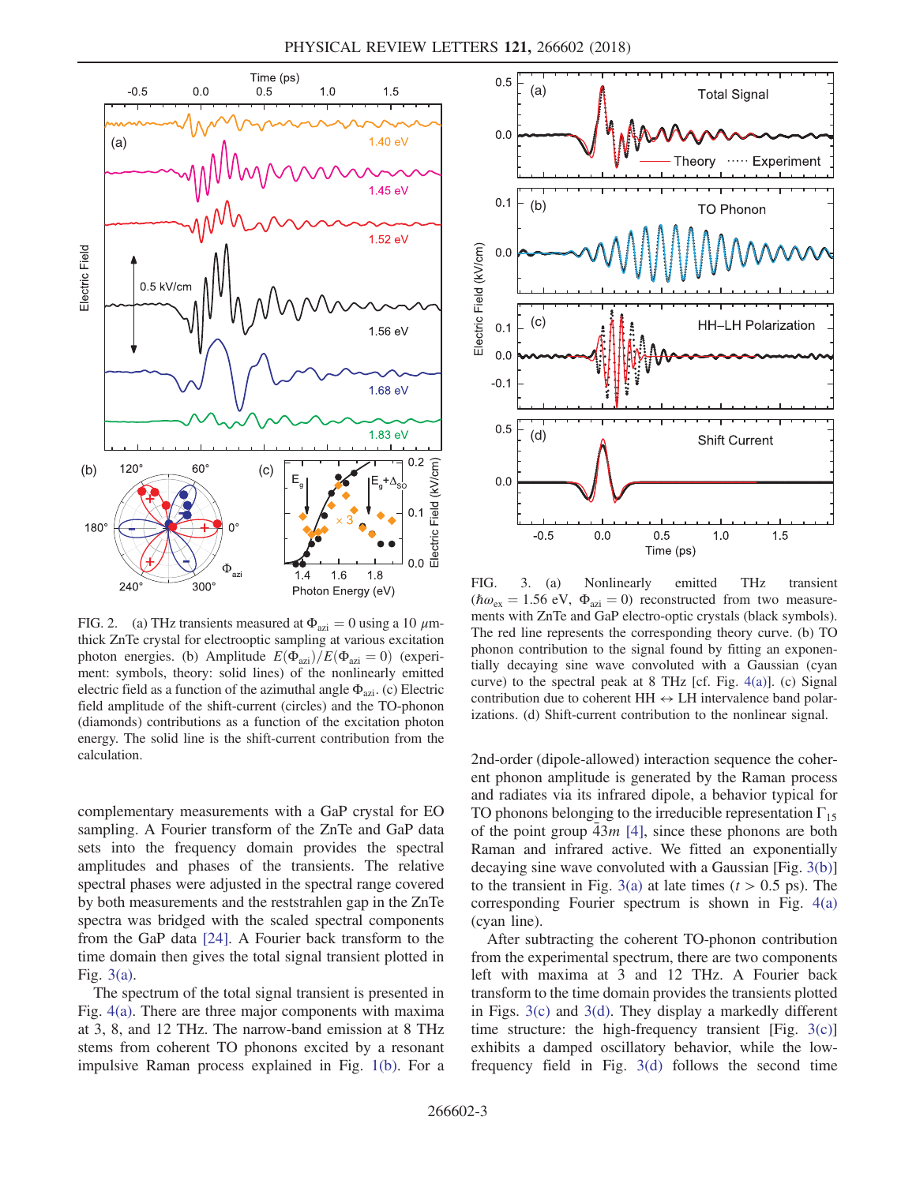FIG. 2. (a) THz transients measured at $\Phi_{azi} = 0$ using a 10 $\mu$m-thick ZnTe crystal for electrooptic sampling at various excitation photon energies. (b) Amplitude $E(\Phi_{azi})/E(\Phi_{azi} = 0)$ (experiment: symbols, theory: solid lines) of the nonlinearly emitted electric field as a function of the azimuthal angle $\Phi_{azi}$. (c) Electric field amplitude of the shift-current (circles) and the TO-phonon (diamonds) contributions as a function of the excitation photon energy. The solid line is the shift-current contribution from the calculation.

complementary measurements with a GaP crystal for EO sampling. A Fourier transform of the ZnTe and GaP data sets into the frequency domain provides the spectral amplitudes and phases of the transients. The relative spectral phases were adjusted in the spectral range covered by both measurements and the reststrahlen gap in the ZnTe spectra was bridged with the scaled spectral components from the GaP data [24]. A Fourier back transform to the time domain then gives the total signal transient plotted in Fig. 3(a).

The spectrum of the total signal transient is presented in Fig. 4(a). There are three major components with maxima at 3, 8, and 12 THz. The narrow-band emission at 8 THz stems from coherent TO phonons excited by a resonant impulsive Raman process explained in Fig. 1(b). For a 2nd-order (dipole-allowed) interaction sequence the coherent phonon amplitude is generated by the Raman process and radiates via its infrared dipole, a behavior typical for TO phonons belonging to the irreducible representation $\Gamma_{15}$ of the point group $\bar{4}3m$ [4], since these phonons are both Raman and infrared active. We fitted an exponentially decaying sine wave convoluted with a Gaussian [Fig. 3(b)] to the transient in Fig. 3(a) at late times ($t > 0.5$ ps). The corresponding Fourier spectrum is shown in Fig. 4(a) (cyan line).

After subtracting the coherent TO-phonon contribution from the experimental spectrum, there are two components left with maxima at 3 and 12 THz. A Fourier back transform to the time domain provides the transients plotted in Figs. 3(c) and 3(d). They display a markedly different time structure: the high-frequency transient [Fig. 3(c)] exhibits a damped oscillatory behavior, while the low-frequency field in Fig. 3(d) follows the second time

FIG. 3. (a) Nonlinearly emitted THz transient ($\hbar\omega_{ex} = 1.56$ eV, $\Phi_{azi} = 0$) reconstructed from two measurements with ZnTe and GaP electro-optic crystals (black symbols). The red line represents the corresponding theory curve. (b) TO phonon contribution to the signal found by fitting an exponentially decaying sine wave convoluted with a Gaussian (cyan curve) to the spectral peak at 8 THz [cf. Fig. 4(a)]. (c) Signal contribution due to coherent HH $\leftrightarrow$ LH intervalence band polarizations. (d) Shift-current contribution to the nonlinear signal.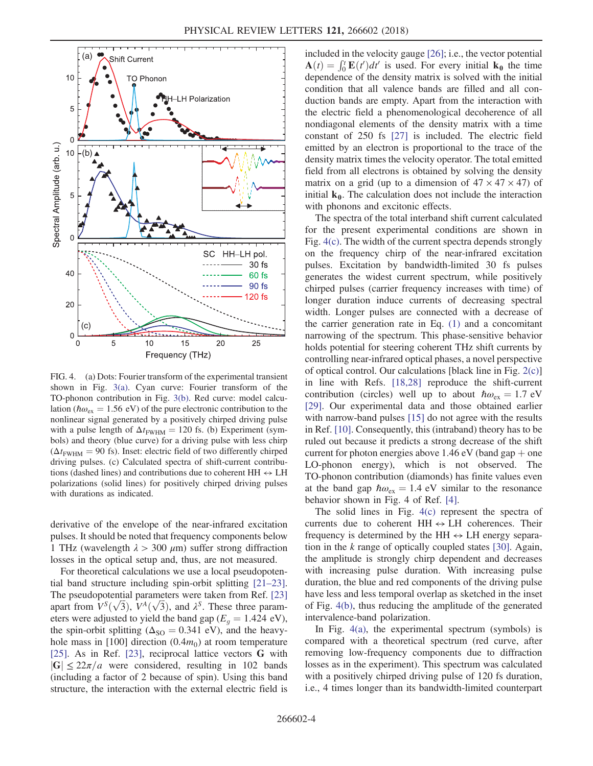FIG. 4. (a) Dots: Fourier transform of the experimental transient shown in Fig. 3(a). Cyan curve: Fourier transform of the TO-phonon contribution in Fig. 3(b). Red curve: model calculation ($\hbar\omega_{ex} = 1.56$ eV) of the pure electronic contribution to the nonlinear signal generated by a positively chirped driving pulse with a pulse length of $\Delta t_{FWHM} = 120$ fs. (b) Experiment (symbols) and theory (blue curve) for a driving pulse with less chirp ($\Delta t_{FWHM} = 90$ fs). Inset: electric field of two differently chirped driving pulses. (c) Calculated spectra of shift-current contributions (dashed lines) and contributions due to coherent HH $\leftrightarrow$ LH polarizations (solid lines) for positively chirped driving pulses with durations as indicated.

derivative of the envelope of the near-infrared excitation pulses. It should be noted that frequency components below 1 THz (wavelength $\lambda > 300$ $\mu$m) suffer strong diffraction losses in the optical setup and, thus, are not measured.

For theoretical calculations we use a local pseudopotential band structure including spin-orbit splitting [21–23]. The pseudopotential parameters were taken from Ref. [23] apart from $V^S(\sqrt{3})$, $V^A(\sqrt{3})$, and $\lambda^S$. These three parameters were adjusted to yield the band gap ($E_g = 1.424$ eV), the spin-orbit splitting ($\Delta_{SO} = 0.341$ eV), and the heavy-hole mass in [100] direction ($0.4m_0$) at room temperature [25]. As in Ref. [23], reciprocal lattice vectors $\mathbf{G}$ with $|\mathbf{G}| \leq 22\pi/a$ were considered, resulting in 102 bands (including a factor of 2 because of spin). Using this band structure, the interaction with the external electric field is included in the velocity gauge [26]; i.e., the vector potential $\mathbf{A}(t) = \int_0^t \mathbf{E}(t')dt'$ is used. For every initial $\mathbf{k_0}$ the time dependence of the density matrix is solved with the initial condition that all valence bands are filled and all conduction bands are empty. Apart from the interaction with the electric field a phenomenological decoherence of all nondiagonal elements of the density matrix with a time constant of 250 fs [27] is included. The electric field emitted by an electron is proportional to the trace of the density matrix times the velocity operator. The total emitted field from all electrons is obtained by solving the density matrix on a grid (up to a dimension of $47 \times 47 \times 47$) of initial $\mathbf{k_0}$. The calculation does not include the interaction with phonons and excitonic effects.

The spectra of the total interband shift current calculated for the present experimental conditions are shown in Fig. 4(c). The width of the current spectra depends strongly on the frequency chirp of the near-infrared excitation pulses. Excitation by bandwidth-limited 30 fs pulses generates the widest current spectrum, while positively chirped pulses (carrier frequency increases with time) of longer duration induce currents of decreasing spectral width. Longer pulses are connected with a decrease of the carrier generation rate in Eq. (1) and a concomitant narrowing of the spectrum. This phase-sensitive behavior holds potential for steering coherent THz shift currents by controlling near-infrared optical phases, a novel perspective of optical control. Our calculations [black line in Fig. 2(c)] in line with Refs. [18,28] reproduce the shift-current contribution (circles) well up to about $\hbar\omega_{ex} = 1.7$ eV [29]. Our experimental data and those obtained earlier with narrow-band pulses [15] do not agree with the results in Ref. [10]. Consequently, this (intraband) theory has to be ruled out because it predicts a strong decrease of the shift current for photon energies above 1.46 eV (band gap + one LO-phonon energy), which is not observed. The TO-phonon contribution (diamonds) has finite values even at the band gap $\hbar\omega_{ex} = 1.4$ eV similar to the resonance behavior shown in Fig. 4 of Ref. [4].

The solid lines in Fig. 4(c) represent the spectra of currents due to coherent HH $\leftrightarrow$ LH coherences. Their frequency is determined by the HH $\leftrightarrow$ LH energy separation in the $k$ range of optically coupled states [30]. Again, the amplitude is strongly chirp dependent and decreases with increasing pulse duration. With increasing pulse duration, the blue and red components of the driving pulse have less and less temporal overlap as sketched in the inset of Fig. 4(b), thus reducing the amplitude of the generated intervalence-band polarization.

In Fig. 4(a), the experimental spectrum (symbols) is compared with a theoretical spectrum (red curve, after removing low-frequency components due to diffraction losses as in the experiment). This spectrum was calculated with a positively chirped driving pulse of 120 fs duration, i.e., 4 times longer than its bandwidth-limited counterpart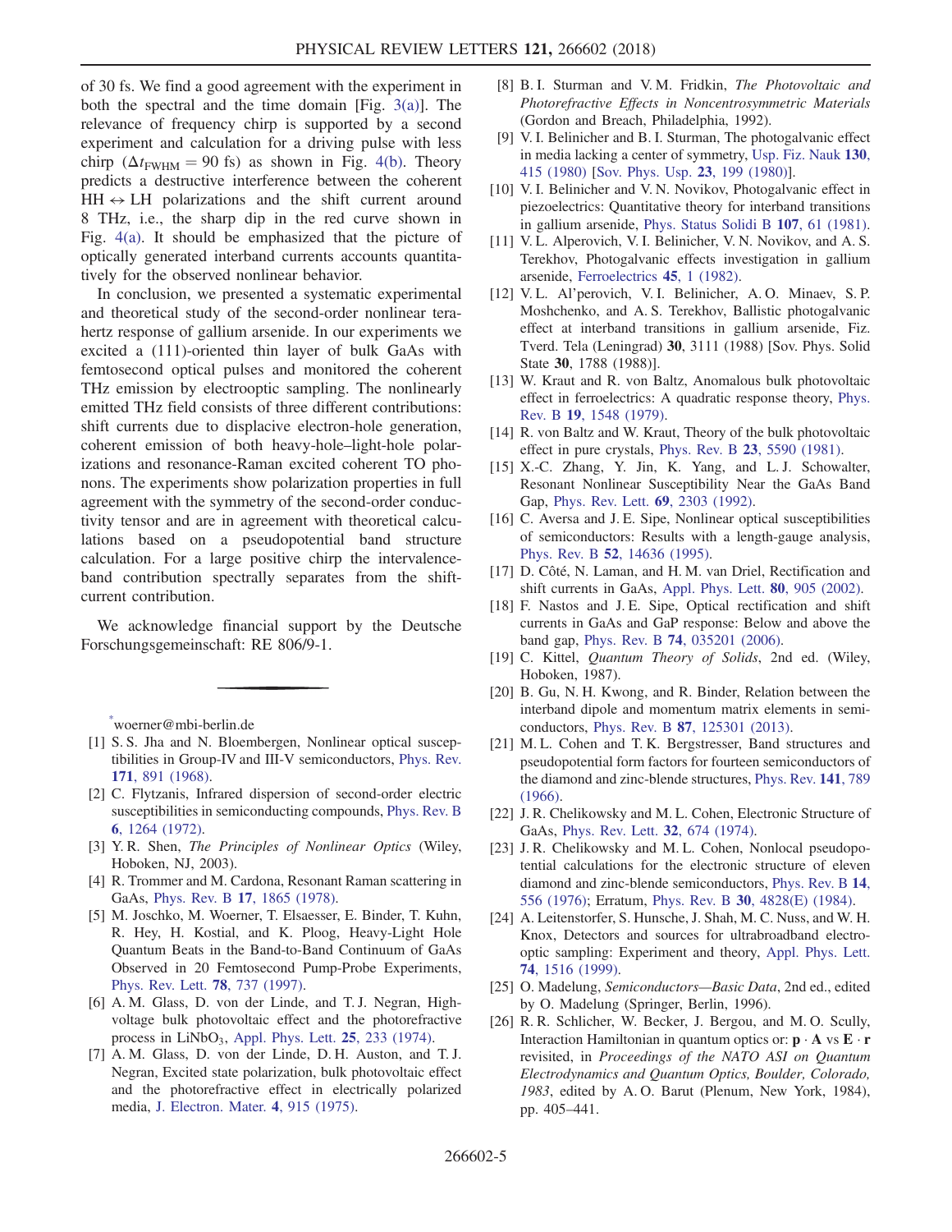of 30 fs. We find a good agreement with the experiment in both the spectral and the time domain [Fig. 3(a)]. The relevance of frequency chirp is supported by a second experiment and calculation for a driving pulse with less chirp ($\Delta t_{\mathrm{FWHM}} = 90$ fs) as shown in Fig. 4(b). Theory predicts a destructive interference between the coherent HH $\leftrightarrow$ LH polarizations and the shift current around 8 THz, i.e., the sharp dip in the red curve shown in Fig. 4(a). It should be emphasized that the picture of optically generated interband currents accounts quantitatively for the observed nonlinear behavior.

In conclusion, we presented a systematic experimental and theoretical study of the second-order nonlinear terahertz response of gallium arsenide. In our experiments we excited a (111)-oriented thin layer of bulk GaAs with femtosecond optical pulses and monitored the coherent THz emission by electrooptic sampling. The nonlinearly emitted THz field consists of three different contributions: shift currents due to displacive electron-hole generation, coherent emission of both heavy-hole–light-hole polarizations and resonance-Raman excited coherent TO phonons. The experiments show polarization properties in full agreement with the symmetry of the second-order conductivity tensor and are in agreement with theoretical calculations based on a pseudopotential band structure calculation. For a large positive chirp the intervalence-band contribution spectrally separates from the shift-current contribution.

We acknowledge financial support by the Deutsche Forschungsgemeinschaft: RE 806/9-1.

---

[*] woerner@mbi-berlin.de

[1] S. S. Jha and N. Bloembergen, Nonlinear optical susceptibilities in Group-IV and III-V semiconductors, Phys. Rev. **171**, 891 (1968).

[2] C. Flytzanis, Infrared dispersion of second-order electric susceptibilities in semiconducting compounds, Phys. Rev. B **6**, 1264 (1972).

[3] Y. R. Shen, *The Principles of Nonlinear Optics* (Wiley, Hoboken, NJ, 2003).

[4] R. Trommer and M. Cardona, Resonant Raman scattering in GaAs, Phys. Rev. B **17**, 1865 (1978).

[5] M. Joschko, M. Woerner, T. Elsaesser, E. Binder, T. Kuhn, R. Hey, H. Kostial, and K. Ploog, Heavy-Light Hole Quantum Beats in the Band-to-Band Continuum of GaAs Observed in 20 Femtosecond Pump-Probe Experiments, Phys. Rev. Lett. **78**, 737 (1997).

[6] A. M. Glass, D. von der Linde, and T. J. Negran, High-voltage bulk photovoltaic effect and the photorefractive process in $LiNbO_3$, Appl. Phys. Lett. **25**, 233 (1974).

[7] A. M. Glass, D. von der Linde, D. H. Auston, and T. J. Negran, Excited state polarization, bulk photovoltaic effect and the photorefractive effect in electrically polarized media, J. Electron. Mater. **4**, 915 (1975).

[8] B. I. Sturman and V. M. Fridkin, *The Photovoltaic and Photorefractive Effects in Noncentrosymmetric Materials* (Gordon and Breach, Philadelphia, 1992).

[9] V. I. Belinicher and B. I. Sturman, The photogalvanic effect in media lacking a center of symmetry, Usp. Fiz. Nauk **130**, 415 (1980) [Sov. Phys. Usp. **23**, 199 (1980)].

[10] V. I. Belinicher and V. N. Novikov, Photogalvanic effect in piezoelectrics: Quantitative theory for interband transitions in gallium arsenide, Phys. Status Solidi B **107**, 61 (1981).

[11] V. L. Alperovich, V. I. Belinicher, V. N. Novikov, and A. S. Terekhov, Photogalvanic effects investigation in gallium arsenide, Ferroelectrics **45**, 1 (1982).

[12] V. L. Al'perovich, V. I. Belinicher, A. O. Minaev, S. P. Moshchenko, and A. S. Terekhov, Ballistic photogalvanic effect at interband transitions in gallium arsenide, Fiz. Tverd. Tela (Leningrad) **30**, 3111 (1988) [Sov. Phys. Solid State **30**, 1788 (1988)].

[13] W. Kraut and R. von Baltz, Anomalous bulk photovoltaic effect in ferroelectrics: A quadratic response theory, Phys. Rev. B **19**, 1548 (1979).

[14] R. von Baltz and W. Kraut, Theory of the bulk photovoltaic effect in pure crystals, Phys. Rev. B **23**, 5590 (1981).

[15] X.-C. Zhang, Y. Jin, K. Yang, and L. J. Schowalter, Resonant Nonlinear Susceptibility Near the GaAs Band Gap, Phys. Rev. Lett. **69**, 2303 (1992).

[16] C. Aversa and J. E. Sipe, Nonlinear optical susceptibilities of semiconductors: Results with a length-gauge analysis, Phys. Rev. B **52**, 14636 (1995).

[17] D. Côté, N. Laman, and H. M. van Driel, Rectification and shift currents in GaAs, Appl. Phys. Lett. **80**, 905 (2002).

[18] F. Nastos and J. E. Sipe, Optical rectification and shift currents in GaAs and GaP response: Below and above the band gap, Phys. Rev. B **74**, 035201 (2006).

[19] C. Kittel, *Quantum Theory of Solids*, 2nd ed. (Wiley, Hoboken, 1987).

[20] B. Gu, N. H. Kwong, and R. Binder, Relation between the interband dipole and momentum matrix elements in semiconductors, Phys. Rev. B **87**, 125301 (2013).

[21] M. L. Cohen and T. K. Bergstresser, Band structures and pseudopotential form factors for fourteen semiconductors of the diamond and zinc-blende structures, Phys. Rev. **141**, 789 (1966).

[22] J. R. Chelikowsky and M. L. Cohen, Electronic Structure of GaAs, Phys. Rev. Lett. **32**, 674 (1974).

[23] J. R. Chelikowsky and M. L. Cohen, Nonlocal pseudopotential calculations for the electronic structure of eleven diamond and zinc-blende semiconductors, Phys. Rev. B **14**, 556 (1976); Erratum, Phys. Rev. B **30**, 4828(E) (1984).

[24] A. Leitenstorfer, S. Hunsche, J. Shah, M. C. Nuss, and W. H. Knox, Detectors and sources for ultrabroadband electro-optic sampling: Experiment and theory, Appl. Phys. Lett. **74**, 1516 (1999).

[25] O. Madelung, *Semiconductors—Basic Data*, 2nd ed., edited by O. Madelung (Springer, Berlin, 1996).

[26] R. R. Schlicher, W. Becker, J. Bergou, and M. O. Scully, Interaction Hamiltonian in quantum optics or: $\mathbf{p} \cdot \mathbf{A}$ vs $\mathbf{E} \cdot \mathbf{r}$ revisited, in *Proceedings of the NATO ASI on Quantum Electrodynamics and Quantum Optics, Boulder, Colorado, 1983*, edited by A. O. Barut (Plenum, New York, 1984), pp. 405–441.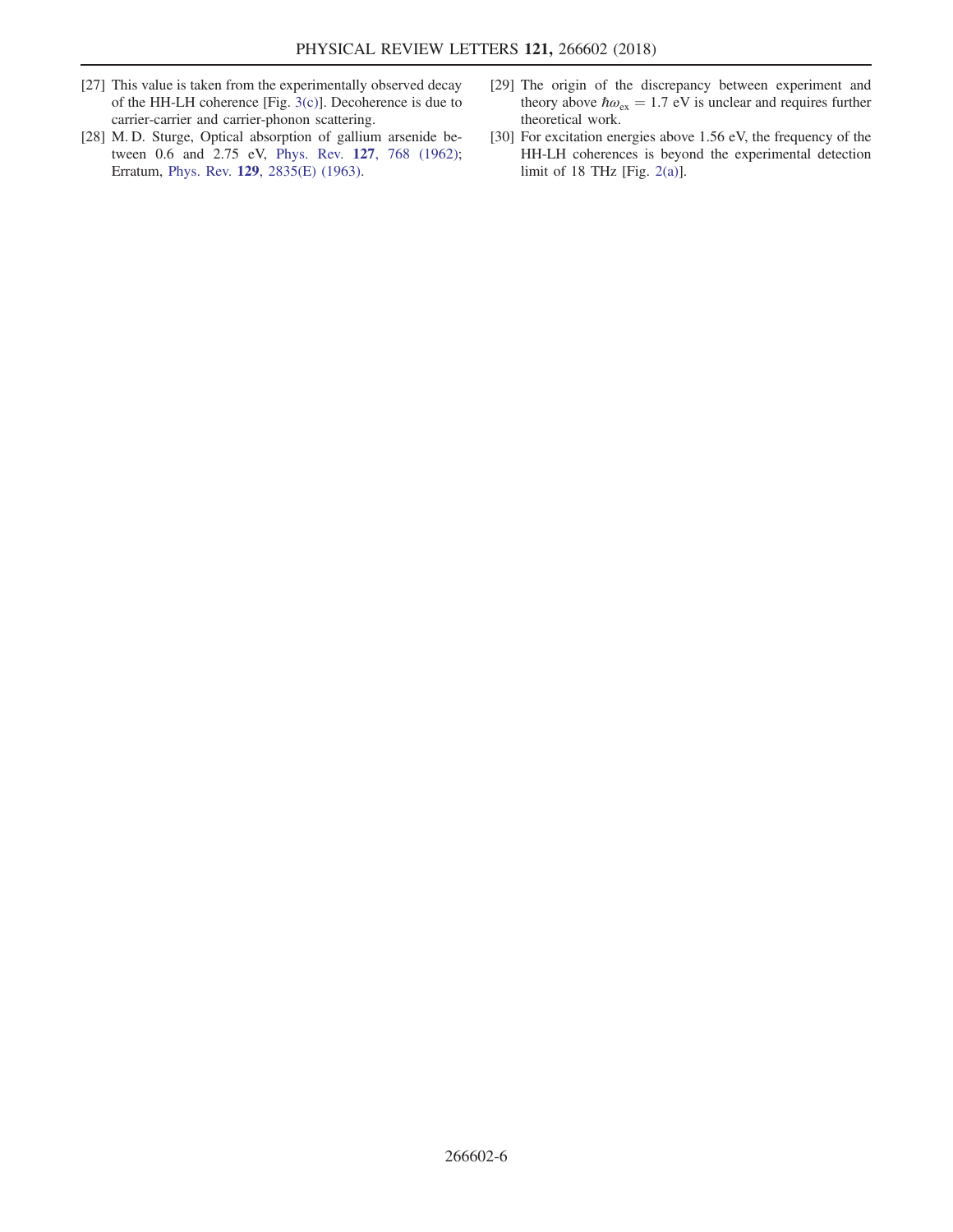[27] This value is taken from the experimentally observed decay of the HH-LH coherence [Fig. 3(c)]. Decoherence is due to carrier-carrier and carrier-phonon scattering.

[28] M. D. Sturge, Optical absorption of gallium arsenide between 0.6 and 2.75 eV, Phys. Rev. **127**, 768 (1962); Erratum, Phys. Rev. **129**, 2835(E) (1963).

[29] The origin of the discrepancy between experiment and theory above $\hbar\omega_{ex} = 1.7$ eV is unclear and requires further theoretical work.

[30] For excitation energies above 1.56 eV, the frequency of the HH-LH coherences is beyond the experimental detection limit of 18 THz [Fig. 2(a)].